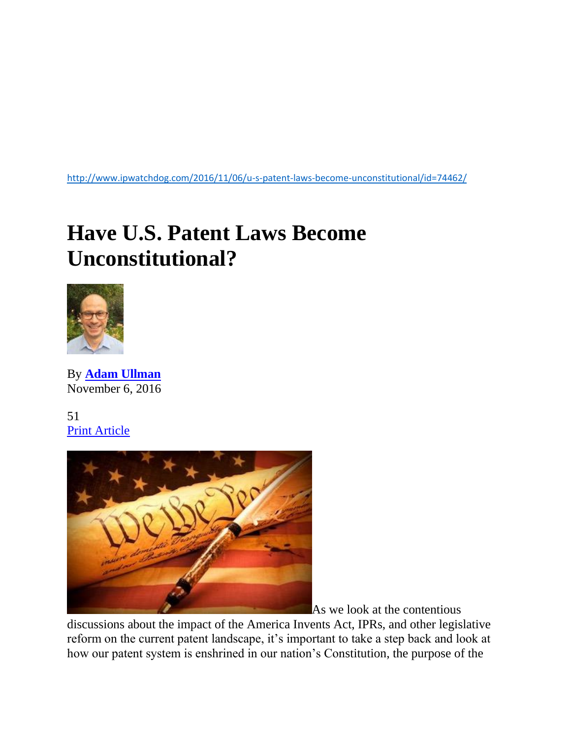http://www.ipwatchdog.com/2016/11/06/u-s-patent-laws-become-unconstitutional/id=74462/

# Have U.S. Patent Laws Become Unconstitutional?

By **Adam Ullman**
November 6, 2016

51
Print Article

As we look at the contentious discussions about the impact of the America Invents Act, IPRs, and other legislative reform on the current patent landscape, it's important to take a step back and look at how our patent system is enshrined in our nation's Constitution, the purpose of the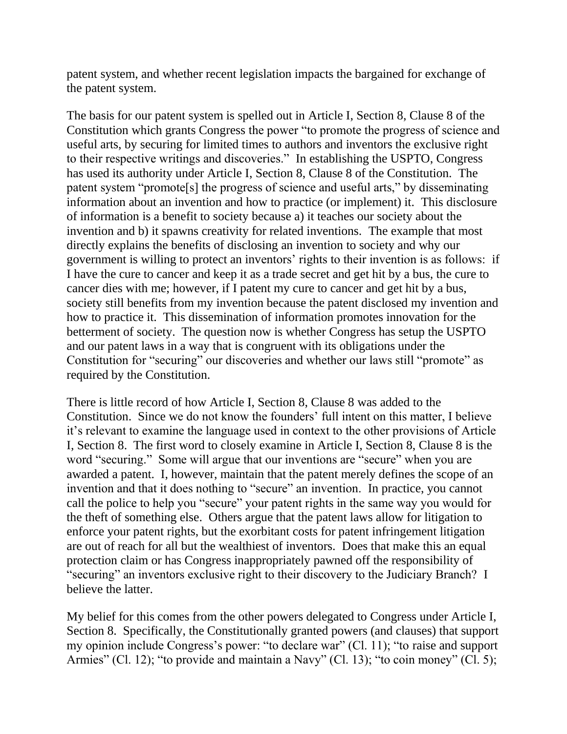patent system, and whether recent legislation impacts the bargained for exchange of the patent system.

The basis for our patent system is spelled out in Article I, Section 8, Clause 8 of the Constitution which grants Congress the power "to promote the progress of science and useful arts, by securing for limited times to authors and inventors the exclusive right to their respective writings and discoveries." In establishing the USPTO, Congress has used its authority under Article I, Section 8, Clause 8 of the Constitution. The patent system "promote[s] the progress of science and useful arts," by disseminating information about an invention and how to practice (or implement) it. This disclosure of information is a benefit to society because a) it teaches our society about the invention and b) it spawns creativity for related inventions. The example that most directly explains the benefits of disclosing an invention to society and why our government is willing to protect an inventors' rights to their invention is as follows: if I have the cure to cancer and keep it as a trade secret and get hit by a bus, the cure to cancer dies with me; however, if I patent my cure to cancer and get hit by a bus, society still benefits from my invention because the patent disclosed my invention and how to practice it. This dissemination of information promotes innovation for the betterment of society. The question now is whether Congress has setup the USPTO and our patent laws in a way that is congruent with its obligations under the Constitution for "securing" our discoveries and whether our laws still "promote" as required by the Constitution.

There is little record of how Article I, Section 8, Clause 8 was added to the Constitution. Since we do not know the founders' full intent on this matter, I believe it's relevant to examine the language used in context to the other provisions of Article I, Section 8. The first word to closely examine in Article I, Section 8, Clause 8 is the word "securing." Some will argue that our inventions are "secure" when you are awarded a patent. I, however, maintain that the patent merely defines the scope of an invention and that it does nothing to "secure" an invention. In practice, you cannot call the police to help you "secure" your patent rights in the same way you would for the theft of something else. Others argue that the patent laws allow for litigation to enforce your patent rights, but the exorbitant costs for patent infringement litigation are out of reach for all but the wealthiest of inventors. Does that make this an equal protection claim or has Congress inappropriately pawned off the responsibility of "securing" an inventors exclusive right to their discovery to the Judiciary Branch? I believe the latter.

My belief for this comes from the other powers delegated to Congress under Article I, Section 8. Specifically, the Constitutionally granted powers (and clauses) that support my opinion include Congress's power: "to declare war" (Cl. 11); "to raise and support Armies" (Cl. 12); "to provide and maintain a Navy" (Cl. 13); "to coin money" (Cl. 5);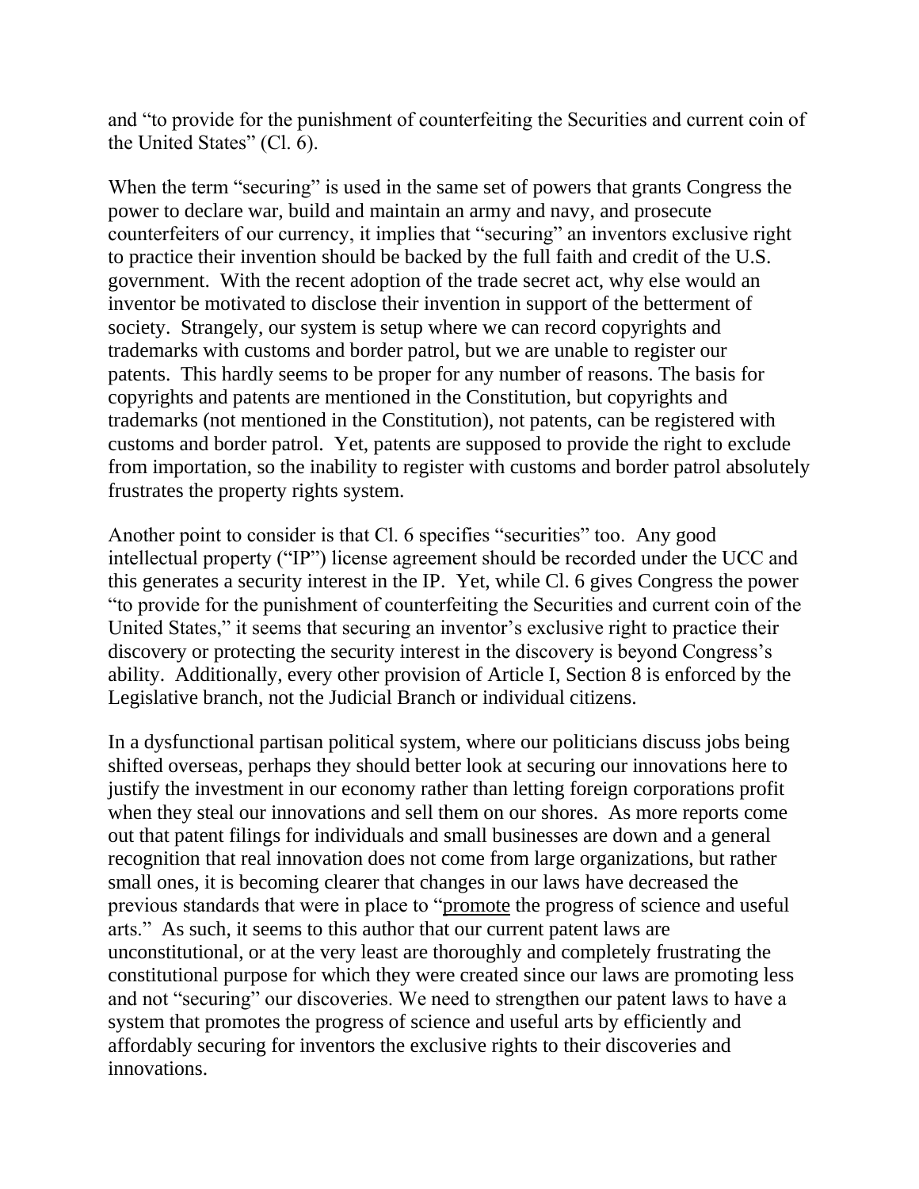and "to provide for the punishment of counterfeiting the Securities and current coin of the United States" (Cl. 6).

When the term "securing" is used in the same set of powers that grants Congress the power to declare war, build and maintain an army and navy, and prosecute counterfeiters of our currency, it implies that "securing" an inventors exclusive right to practice their invention should be backed by the full faith and credit of the U.S. government. With the recent adoption of the trade secret act, why else would an inventor be motivated to disclose their invention in support of the betterment of society. Strangely, our system is setup where we can record copyrights and trademarks with customs and border patrol, but we are unable to register our patents. This hardly seems to be proper for any number of reasons. The basis for copyrights and patents are mentioned in the Constitution, but copyrights and trademarks (not mentioned in the Constitution), not patents, can be registered with customs and border patrol. Yet, patents are supposed to provide the right to exclude from importation, so the inability to register with customs and border patrol absolutely frustrates the property rights system.

Another point to consider is that Cl. 6 specifies "securities" too. Any good intellectual property ("IP") license agreement should be recorded under the UCC and this generates a security interest in the IP. Yet, while Cl. 6 gives Congress the power "to provide for the punishment of counterfeiting the Securities and current coin of the United States," it seems that securing an inventor's exclusive right to practice their discovery or protecting the security interest in the discovery is beyond Congress's ability. Additionally, every other provision of Article I, Section 8 is enforced by the Legislative branch, not the Judicial Branch or individual citizens.

In a dysfunctional partisan political system, where our politicians discuss jobs being shifted overseas, perhaps they should better look at securing our innovations here to justify the investment in our economy rather than letting foreign corporations profit when they steal our innovations and sell them on our shores. As more reports come out that patent filings for individuals and small businesses are down and a general recognition that real innovation does not come from large organizations, but rather small ones, it is becoming clearer that changes in our laws have decreased the previous standards that were in place to "<u>promote</u> the progress of science and useful arts." As such, it seems to this author that our current patent laws are unconstitutional, or at the very least are thoroughly and completely frustrating the constitutional purpose for which they were created since our laws are promoting less and not "securing" our discoveries. We need to strengthen our patent laws to have a system that promotes the progress of science and useful arts by efficiently and affordably securing for inventors the exclusive rights to their discoveries and innovations.